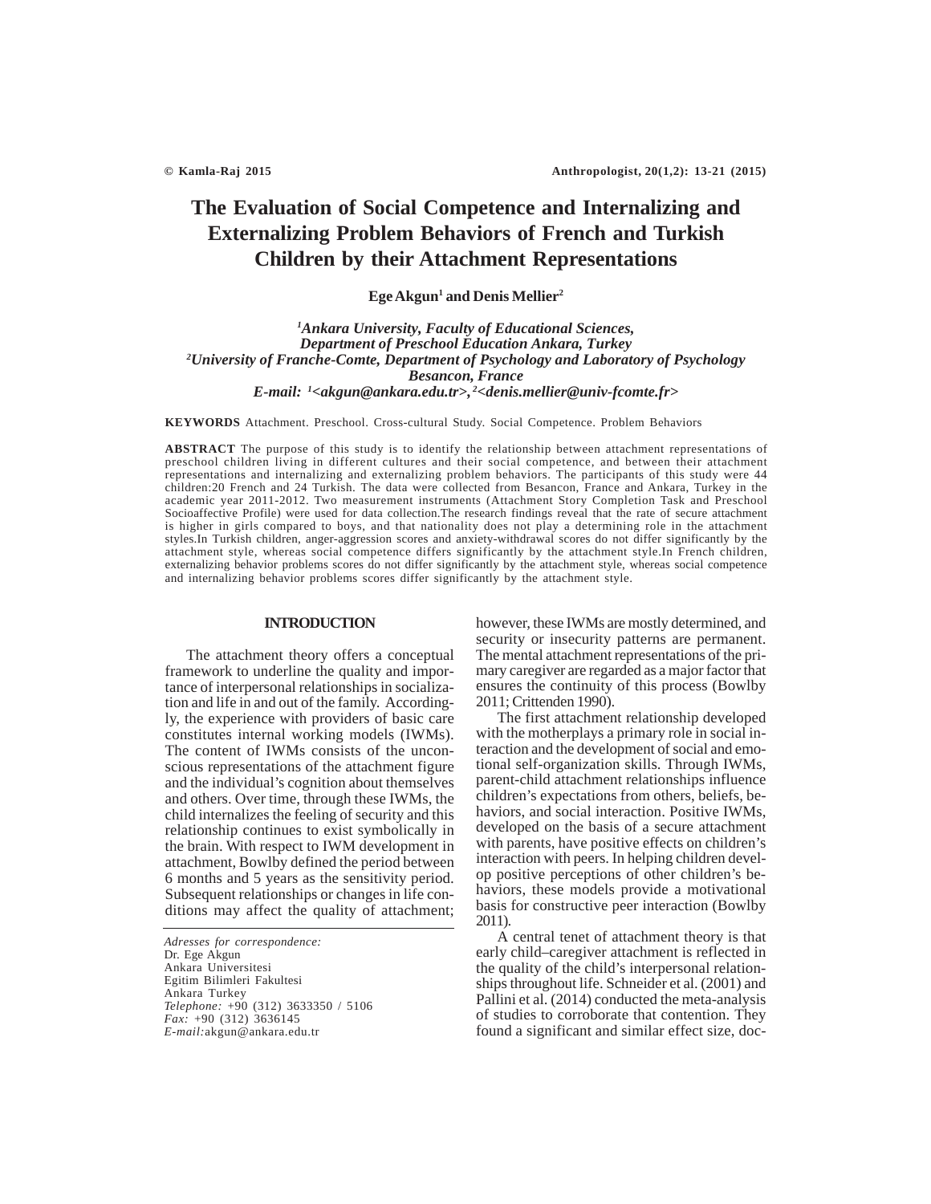# The Evaluation of Social Competence and Internalizing and Externalizing Problem Behaviors of French and Turkish Children by their Attachment Representations

**Ege Akgun[1] and Denis Mellier[2]**

*[1]Ankara University, Faculty of Educational Sciences, Department of Preschool Education Ankara, Turkey*
*[2]University of Franche-Comte, Department of Psychology and Laboratory of Psychology Besancon, France*
*E-mail: [1]<akgun@ankara.edu.tr>, [2]<denis.mellier@univ-fcomte.fr>*

**KEYWORDS** Attachment. Preschool. Cross-cultural Study. Social Competence. Problem Behaviors

**ABSTRACT** The purpose of this study is to identify the relationship between attachment representations of preschool children living in different cultures and their social competence, and between their attachment representations and internalizing and externalizing problem behaviors. The participants of this study were 44 children:20 French and 24 Turkish. The data were collected from Besancon, France and Ankara, Turkey in the academic year 2011-2012. Two measurement instruments (Attachment Story Completion Task and Preschool Socioaffective Profile) were used for data collection.The research findings reveal that the rate of secure attachment is higher in girls compared to boys, and that nationality does not play a determining role in the attachment styles.In Turkish children, anger-aggression scores and anxiety-withdrawal scores do not differ significantly by the attachment style, whereas social competence differs significantly by the attachment style.In French children, externalizing behavior problems scores do not differ significantly by the attachment style, whereas social competence and internalizing behavior problems scores differ significantly by the attachment style.

## INTRODUCTION

The attachment theory offers a conceptual framework to underline the quality and importance of interpersonal relationships in socialization and life in and out of the family. Accordingly, the experience with providers of basic care constitutes internal working models (IWMs). The content of IWMs consists of the unconscious representations of the attachment figure and the individual's cognition about themselves and others. Over time, through these IWMs, the child internalizes the feeling of security and this relationship continues to exist symbolically in the brain. With respect to IWM development in attachment, Bowlby defined the period between 6 months and 5 years as the sensitivity period. Subsequent relationships or changes in life conditions may affect the quality of attachment; however, these IWMs are mostly determined, and security or insecurity patterns are permanent. The mental attachment representations of the primary caregiver are regarded as a major factor that ensures the continuity of this process (Bowlby 2011; Crittenden 1990).

The first attachment relationship developed with the motherplays a primary role in social interaction and the development of social and emotional self-organization skills. Through IWMs, parent-child attachment relationships influence children's expectations from others, beliefs, behaviors, and social interaction. Positive IWMs, developed on the basis of a secure attachment with parents, have positive effects on children's interaction with peers. In helping children develop positive perceptions of other children's behaviors, these models provide a motivational basis for constructive peer interaction (Bowlby 2011).

A central tenet of attachment theory is that early child–caregiver attachment is reflected in the quality of the child's interpersonal relationships throughout life. Schneider et al. (2001) and Pallini et al. (2014) conducted the meta-analysis of studies to corroborate that contention. They found a significant and similar effect size, doc-

*Adresses for correspondence:*
Dr. Ege Akgun
Ankara Universitesi
Egitim Bilimleri Fakultesi
Ankara Turkey
*Telephone:* +90 (312) 3633350 / 5106
*Fax:* +90 (312) 3636145
*E-mail:*akgun@ankara.edu.tr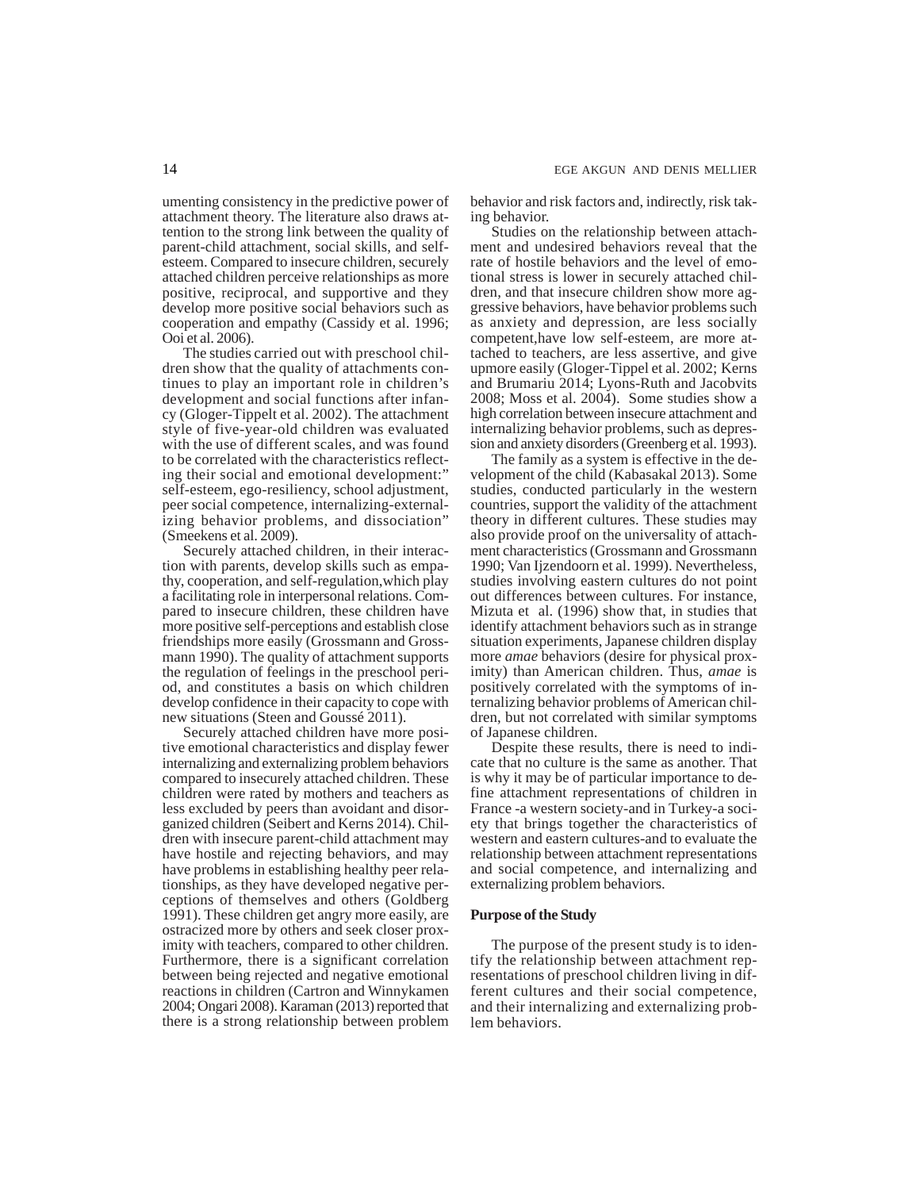umenting consistency in the predictive power of attachment theory. The literature also draws attention to the strong link between the quality of parent-child attachment, social skills, and self-esteem. Compared to insecure children, securely attached children perceive relationships as more positive, reciprocal, and supportive and they develop more positive social behaviors such as cooperation and empathy (Cassidy et al. 1996; Ooi et al. 2006).

The studies carried out with preschool children show that the quality of attachments continues to play an important role in children's development and social functions after infancy (Gloger-Tippelt et al. 2002). The attachment style of five-year-old children was evaluated with the use of different scales, and was found to be correlated with the characteristics reflecting their social and emotional development:" self-esteem, ego-resiliency, school adjustment, peer social competence, internalizing-externalizing behavior problems, and dissociation" (Smeekens et al. 2009).

Securely attached children, in their interaction with parents, develop skills such as empathy, cooperation, and self-regulation,which play a facilitating role in interpersonal relations. Compared to insecure children, these children have more positive self-perceptions and establish close friendships more easily (Grossmann and Grossmann 1990). The quality of attachment supports the regulation of feelings in the preschool period, and constitutes a basis on which children develop confidence in their capacity to cope with new situations (Steen and Goussé 2011).

Securely attached children have more positive emotional characteristics and display fewer internalizing and externalizing problem behaviors compared to insecurely attached children. These children were rated by mothers and teachers as less excluded by peers than avoidant and disorganized children (Seibert and Kerns 2014). Children with insecure parent-child attachment may have hostile and rejecting behaviors, and may have problems in establishing healthy peer relationships, as they have developed negative perceptions of themselves and others (Goldberg 1991). These children get angry more easily, are ostracized more by others and seek closer proximity with teachers, compared to other children. Furthermore, there is a significant correlation between being rejected and negative emotional reactions in children (Cartron and Winnykamen 2004; Ongari 2008). Karaman (2013) reported that there is a strong relationship between problem behavior and risk factors and, indirectly, risk taking behavior.

Studies on the relationship between attachment and undesired behaviors reveal that the rate of hostile behaviors and the level of emotional stress is lower in securely attached children, and that insecure children show more aggressive behaviors, have behavior problems such as anxiety and depression, are less socially competent,have low self-esteem, are more attached to teachers, are less assertive, and give upmore easily (Gloger-Tippel et al. 2002; Kerns and Brumariu 2014; Lyons-Ruth and Jacobvits 2008; Moss et al. 2004). Some studies show a high correlation between insecure attachment and internalizing behavior problems, such as depression and anxiety disorders (Greenberg et al. 1993).

The family as a system is effective in the development of the child (Kabasakal 2013). Some studies, conducted particularly in the western countries, support the validity of the attachment theory in different cultures. These studies may also provide proof on the universality of attachment characteristics (Grossmann and Grossmann 1990; Van Ijzendoorn et al. 1999). Nevertheless, studies involving eastern cultures do not point out differences between cultures. For instance, Mizuta et al. (1996) show that, in studies that identify attachment behaviors such as in strange situation experiments, Japanese children display more *amae* behaviors (desire for physical proximity) than American children. Thus, *amae* is positively correlated with the symptoms of internalizing behavior problems of American children, but not correlated with similar symptoms of Japanese children.

Despite these results, there is need to indicate that no culture is the same as another. That is why it may be of particular importance to define attachment representations of children in France -a western society-and in Turkey-a society that brings together the characteristics of western and eastern cultures-and to evaluate the relationship between attachment representations and social competence, and internalizing and externalizing problem behaviors.

**Purpose of the Study**

The purpose of the present study is to identify the relationship between attachment representations of preschool children living in different cultures and their social competence, and their internalizing and externalizing problem behaviors.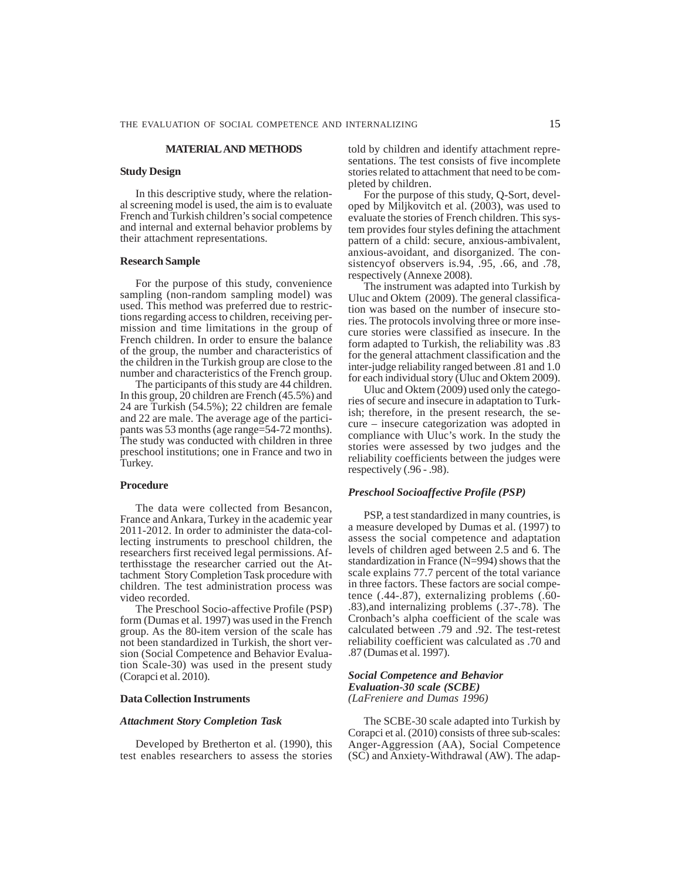## MATERIAL AND METHODS

### Study Design

In this descriptive study, where the relational screening model is used, the aim is to evaluate French and Turkish children's social competence and internal and external behavior problems by their attachment representations.

### Research Sample

For the purpose of this study, convenience sampling (non-random sampling model) was used. This method was preferred due to restrictions regarding access to children, receiving permission and time limitations in the group of French children. In order to ensure the balance of the group, the number and characteristics of the children in the Turkish group are close to the number and characteristics of the French group.

The participants of this study are 44 children. In this group, 20 children are French (45.5%) and 24 are Turkish (54.5%); 22 children are female and 22 are male. The average age of the participants was 53 months (age range=54-72 months). The study was conducted with children in three preschool institutions; one in France and two in Turkey.

### Procedure

The data were collected from Besancon, France and Ankara, Turkey in the academic year 2011-2012. In order to administer the data-collecting instruments to preschool children, the researchers first received legal permissions. Afterthisstage the researcher carried out the Attachment Story Completion Task procedure with children. The test administration process was video recorded.

The Preschool Socio-affective Profile (PSP) form (Dumas et al. 1997) was used in the French group. As the 80-item version of the scale has not been standardized in Turkish, the short version (Social Competence and Behavior Evaluation Scale-30) was used in the present study (Corapci et al. 2010).

### Data Collection Instruments

#### *Attachment Story Completion Task*

Developed by Bretherton et al. (1990), this test enables researchers to assess the stories told by children and identify attachment representations. The test consists of five incomplete stories related to attachment that need to be completed by children.

For the purpose of this study, Q-Sort, developed by Miljkovitch et al. (2003), was used to evaluate the stories of French children. This system provides four styles defining the attachment pattern of a child: secure, anxious-ambivalent, anxious-avoidant, and disorganized. The consistencyof observers is.94, .95, .66, and .78, respectively (Annexe 2008).

The instrument was adapted into Turkish by Uluc and Oktem (2009). The general classification was based on the number of insecure stories. The protocols involving three or more insecure stories were classified as insecure. In the form adapted to Turkish, the reliability was .83 for the general attachment classification and the inter-judge reliability ranged between .81 and 1.0 for each individual story (Uluc and Oktem 2009).

Uluc and Oktem (2009) used only the categories of secure and insecure in adaptation to Turkish; therefore, in the present research, the secure – insecure categorization was adopted in compliance with Uluc's work. In the study the stories were assessed by two judges and the reliability coefficients between the judges were respectively (.96 - .98).

#### *Preschool Socioaffective Profile (PSP)*

PSP, a test standardized in many countries, is a measure developed by Dumas et al. (1997) to assess the social competence and adaptation levels of children aged between 2.5 and 6. The standardization in France (N=994) shows that the scale explains 77.7 percent of the total variance in three factors. These factors are social competence (.44-.87), externalizing problems (.60-.83),and internalizing problems (.37-.78). The Cronbach's alpha coefficient of the scale was calculated between .79 and .92. The test-retest reliability coefficient was calculated as .70 and .87 (Dumas et al. 1997).

#### *Social Competence and Behavior Evaluation-30 scale (SCBE) (LaFreniere and Dumas 1996)*

The SCBE-30 scale adapted into Turkish by Corapci et al. (2010) consists of three sub-scales: Anger-Aggression (AA), Social Competence (SC) and Anxiety-Withdrawal (AW). The adap-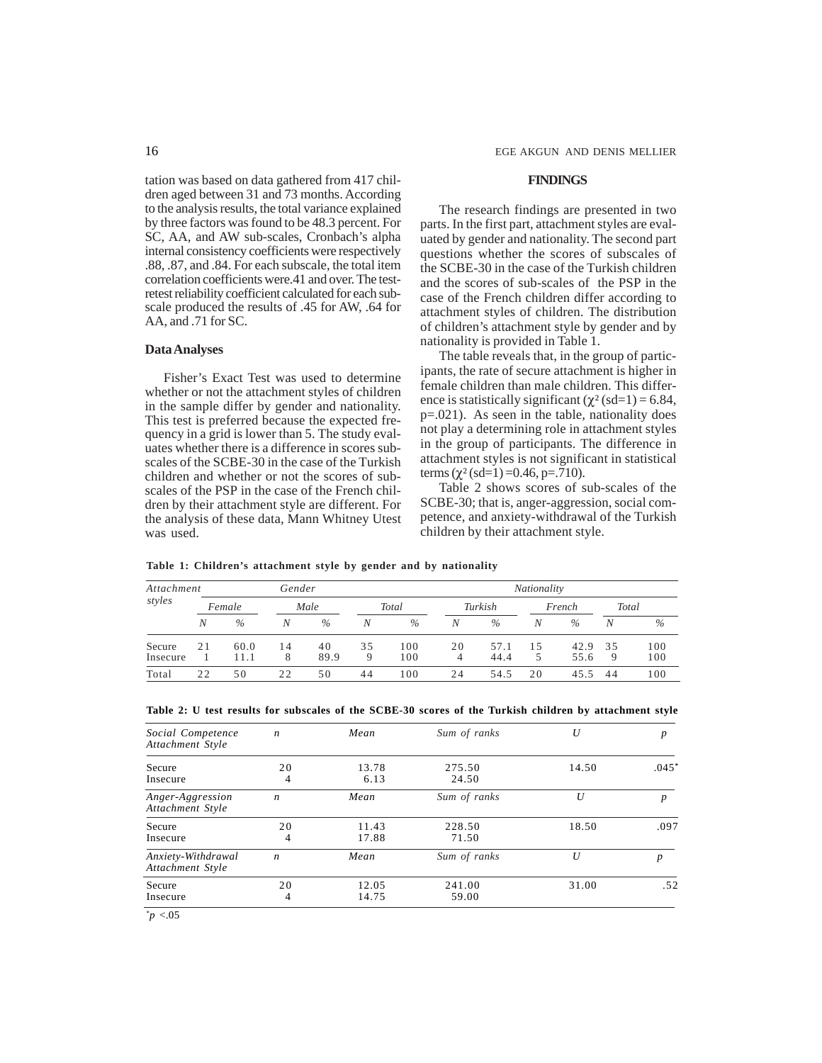tation was based on data gathered from 417 children aged between 31 and 73 months. According to the analysis results, the total variance explained by three factors was found to be 48.3 percent. For SC, AA, and AW sub-scales, Cronbach's alpha internal consistency coefficients were respectively .88, .87, and .84. For each subscale, the total item correlation coefficients were.41 and over. The test-retest reliability coefficient calculated for each subscale produced the results of .45 for AW, .64 for AA, and .71 for SC.

### Data Analyses

Fisher's Exact Test was used to determine whether or not the attachment styles of children in the sample differ by gender and nationality. This test is preferred because the expected frequency in a grid is lower than 5. The study evaluates whether there is a difference in scores subscales of the SCBE-30 in the case of the Turkish children and whether or not the scores of subscales of the PSP in the case of the French children by their attachment style are different. For the analysis of these data, Mann Whitney Utest was used.

## FINDINGS

The research findings are presented in two parts. In the first part, attachment styles are evaluated by gender and nationality. The second part questions whether the scores of subscales of the SCBE-30 in the case of the Turkish children and the scores of sub-scales of the PSP in the case of the French children differ according to attachment styles of children. The distribution of children's attachment style by gender and by nationality is provided in Table 1.

The table reveals that, in the group of participants, the rate of secure attachment is higher in female children than male children. This difference is statistically significant ($\chi^2$ (sd=1) = 6.84, p=.021). As seen in the table, nationality does not play a determining role in attachment styles in the group of participants. The difference in attachment styles is not significant in statistical terms ($\chi^2$ (sd=1) =0.46, p=.710).

Table 2 shows scores of sub-scales of the SCBE-30; that is, anger-aggression, social competence, and anxiety-withdrawal of the Turkish children by their attachment style.

**Table 1: Children's attachment style by gender and by nationality**

| *Attachment styles* | *Gender* | | | | | | *Nationality* | | | | | |
|---|---|---|---|---|---|---|---|---|---|---|---|---|
| | *Female* | | *Male* | | *Total* | | *Turkish* | | *French* | | *Total* | |
| | *N* | *%* | *N* | *%* | *N* | *%* | *N* | *%* | *N* | *%* | *N* | *%* |
| Secure | 21 | 60.0 | 14 | 40 | 35 | 100 | 20 | 57.1 | 15 | 42.9 | 35 | 100 |
| Insecure | 1 | 11.1 | 8 | 89.9 | 9 | 100 | 4 | 44.4 | 5 | 55.6 | 9 | 100 |
| Total | 22 | 50 | 22 | 50 | 44 | 100 | 24 | 54.5 | 20 | 45.5 | 44 | 100 |

**Table 2: U test results for subscales of the SCBE-30 scores of the Turkish children by attachment style**

| *Social Competence Attachment Style* | *n* | *Mean* | *Sum of ranks* | *U* | *p* |
|---|---|---|---|---|---|
| Secure | 20 | 13.78 | 275.50 | 14.50 | .045* |
| Insecure | 4 | 6.13 | 24.50 | | |
| *Anger-Aggression Attachment Style* | *n* | *Mean* | *Sum of ranks* | *U* | *p* |
| Secure | 20 | 11.43 | 228.50 | 18.50 | .097 |
| Insecure | 4 | 17.88 | 71.50 | | |
| *Anxiety-Withdrawal Attachment Style* | *n* | *Mean* | *Sum of ranks* | *U* | *p* |
| Secure | 20 | 12.05 | 241.00 | 31.00 | .52 |
| Insecure | 4 | 14.75 | 59.00 | | |

*$p < .05$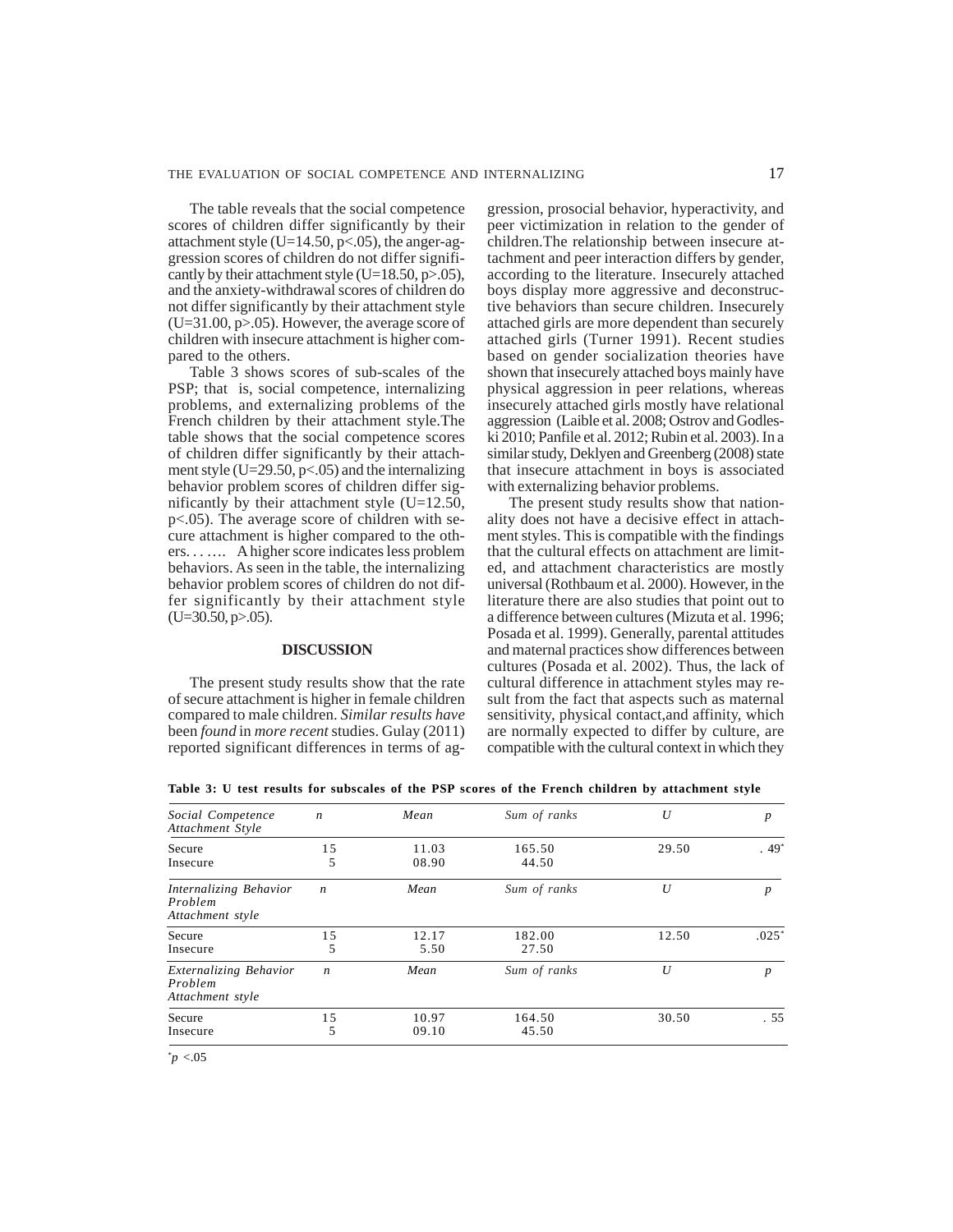The table reveals that the social competence scores of children differ significantly by their attachment style (U=14.50, $p<.05$), the anger-aggression scores of children do not differ significantly by their attachment style (U=18.50, $p>.05$), and the anxiety-withdrawal scores of children do not differ significantly by their attachment style (U=31.00, $p>.05$). However, the average score of children with insecure attachment is higher compared to the others.

Table 3 shows scores of sub-scales of the PSP; that is, social competence, internalizing problems, and externalizing problems of the French children by their attachment style.The table shows that the social competence scores of children differ significantly by their attachment style (U=29.50, $p<.05$) and the internalizing behavior problem scores of children differ significantly by their attachment style (U=12.50, $p<.05$). The average score of children with secure attachment is higher compared to the others. . . …. A higher score indicates less problem behaviors. As seen in the table, the internalizing behavior problem scores of children do not differ significantly by their attachment style (U=30.50, $p>.05$).

## DISCUSSION

The present study results show that the rate of secure attachment is higher in female children compared to male children. *Similar results have* been *found* in *more recent* studies. Gulay (2011) reported significant differences in terms of aggression, prosocial behavior, hyperactivity, and peer victimization in relation to the gender of children.The relationship between insecure attachment and peer interaction differs by gender, according to the literature. Insecurely attached boys display more aggressive and deconstructive behaviors than secure children. Insecurely attached girls are more dependent than securely attached girls (Turner 1991). Recent studies based on gender socialization theories have shown that insecurely attached boys mainly have physical aggression in peer relations, whereas insecurely attached girls mostly have relational aggression (Laible et al. 2008; Ostrov and Godleski 2010; Panfile et al. 2012; Rubin et al. 2003). In a similar study, Deklyen and Greenberg (2008) state that insecure attachment in boys is associated with externalizing behavior problems.

The present study results show that nationality does not have a decisive effect in attachment styles. This is compatible with the findings that the cultural effects on attachment are limited, and attachment characteristics are mostly universal (Rothbaum et al. 2000). However, in the literature there are also studies that point out to a difference between cultures (Mizuta et al. 1996; Posada et al. 1999). Generally, parental attitudes and maternal practices show differences between cultures (Posada et al. 2002). Thus, the lack of cultural difference in attachment styles may result from the fact that aspects such as maternal sensitivity, physical contact,and affinity, which are normally expected to differ by culture, are compatible with the cultural context in which they

**Table 3: U test results for subscales of the PSP scores of the French children by attachment style**

| *Social Competence Attachment Style* | *n* | *Mean* | *Sum of ranks* | *U* | *p* |
|---|---|---|---|---|---|
| Secure | 15 | 11.03 | 165.50 | 29.50 | . 49* |
| Insecure | 5 | 08.90 | 44.50 | | |
| *Internalizing Behavior Problem Attachment style* | *n* | *Mean* | *Sum of ranks* | *U* | *p* |
| Secure | 15 | 12.17 | 182.00 | 12.50 | .025* |
| Insecure | 5 | 5.50 | 27.50 | | |
| *Externalizing Behavior Problem Attachment style* | *n* | *Mean* | *Sum of ranks* | *U* | *p* |
| Secure | 15 | 10.97 | 164.50 | 30.50 | . 55 |
| Insecure | 5 | 09.10 | 45.50 | | |

*$p<.05$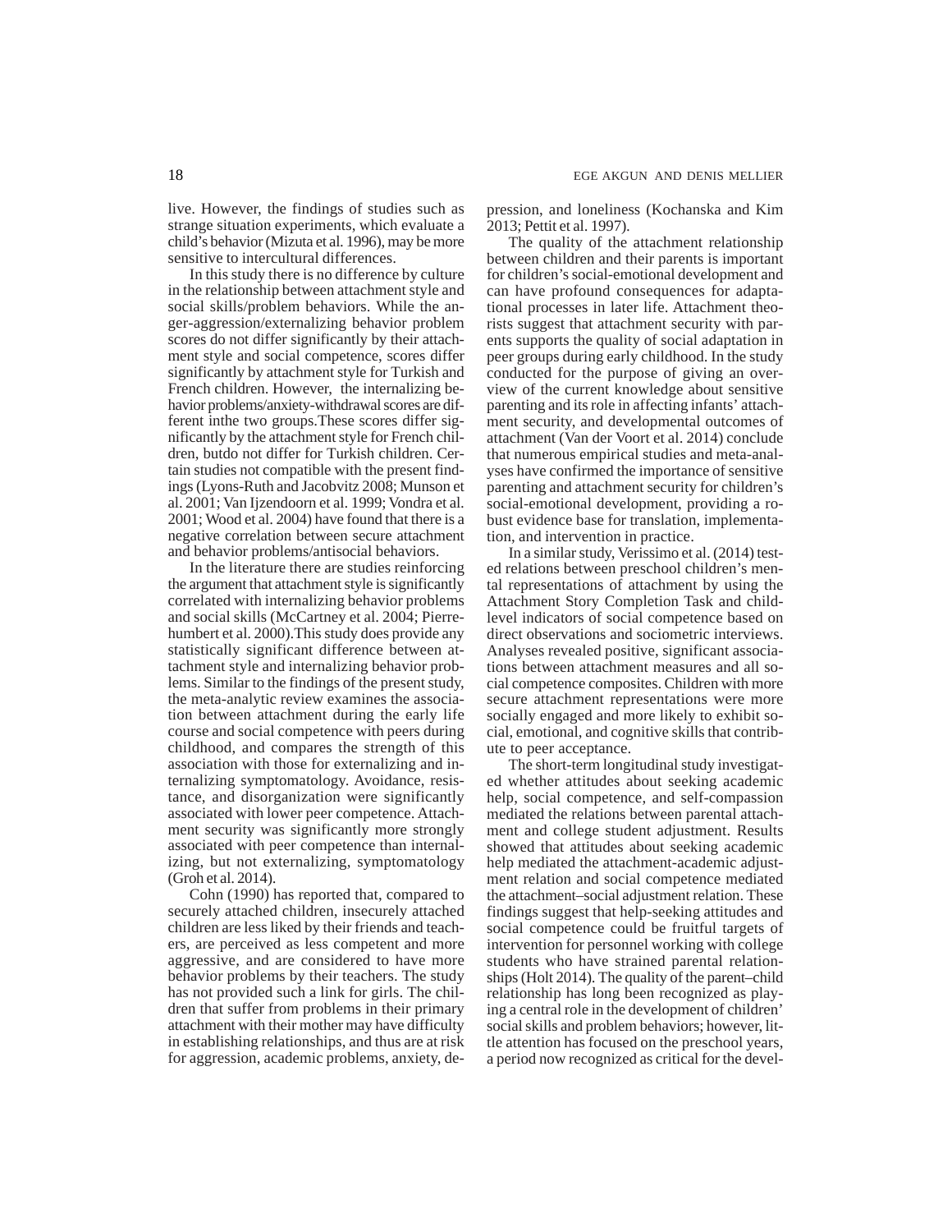live. However, the findings of studies such as strange situation experiments, which evaluate a child's behavior (Mizuta et al. 1996), may be more sensitive to intercultural differences.

In this study there is no difference by culture in the relationship between attachment style and social skills/problem behaviors. While the anger-aggression/externalizing behavior problem scores do not differ significantly by their attachment style and social competence, scores differ significantly by attachment style for Turkish and French children. However, the internalizing behavior problems/anxiety-withdrawal scores are different inthe two groups.These scores differ significantly by the attachment style for French children, butdo not differ for Turkish children. Certain studies not compatible with the present findings (Lyons-Ruth and Jacobvitz 2008; Munson et al. 2001; Van Ijzendoorn et al. 1999; Vondra et al. 2001; Wood et al. 2004) have found that there is a negative correlation between secure attachment and behavior problems/antisocial behaviors.

In the literature there are studies reinforcing the argument that attachment style is significantly correlated with internalizing behavior problems and social skills (McCartney et al. 2004; Pierrehumbert et al. 2000).This study does provide any statistically significant difference between attachment style and internalizing behavior problems. Similar to the findings of the present study, the meta-analytic review examines the association between attachment during the early life course and social competence with peers during childhood, and compares the strength of this association with those for externalizing and internalizing symptomatology. Avoidance, resistance, and disorganization were significantly associated with lower peer competence. Attachment security was significantly more strongly associated with peer competence than internalizing, but not externalizing, symptomatology (Groh et al. 2014).

Cohn (1990) has reported that, compared to securely attached children, insecurely attached children are less liked by their friends and teachers, are perceived as less competent and more aggressive, and are considered to have more behavior problems by their teachers. The study has not provided such a link for girls. The children that suffer from problems in their primary attachment with their mother may have difficulty in establishing relationships, and thus are at risk for aggression, academic problems, anxiety, depression, and loneliness (Kochanska and Kim 2013; Pettit et al. 1997).

The quality of the attachment relationship between children and their parents is important for children's social-emotional development and can have profound consequences for adaptational processes in later life. Attachment theorists suggest that attachment security with parents supports the quality of social adaptation in peer groups during early childhood. In the study conducted for the purpose of giving an overview of the current knowledge about sensitive parenting and its role in affecting infants' attachment security, and developmental outcomes of attachment (Van der Voort et al. 2014) conclude that numerous empirical studies and meta-analyses have confirmed the importance of sensitive parenting and attachment security for children's social-emotional development, providing a robust evidence base for translation, implementation, and intervention in practice.

In a similar study, Verissimo et al. (2014) tested relations between preschool children's mental representations of attachment by using the Attachment Story Completion Task and child-level indicators of social competence based on direct observations and sociometric interviews. Analyses revealed positive, significant associations between attachment measures and all social competence composites. Children with more secure attachment representations were more socially engaged and more likely to exhibit social, emotional, and cognitive skills that contribute to peer acceptance.

The short-term longitudinal study investigated whether attitudes about seeking academic help, social competence, and self-compassion mediated the relations between parental attachment and college student adjustment. Results showed that attitudes about seeking academic help mediated the attachment-academic adjustment relation and social competence mediated the attachment–social adjustment relation. These findings suggest that help-seeking attitudes and social competence could be fruitful targets of intervention for personnel working with college students who have strained parental relationships (Holt 2014). The quality of the parent–child relationship has long been recognized as playing a central role in the development of children' social skills and problem behaviors; however, little attention has focused on the preschool years, a period now recognized as critical for the devel-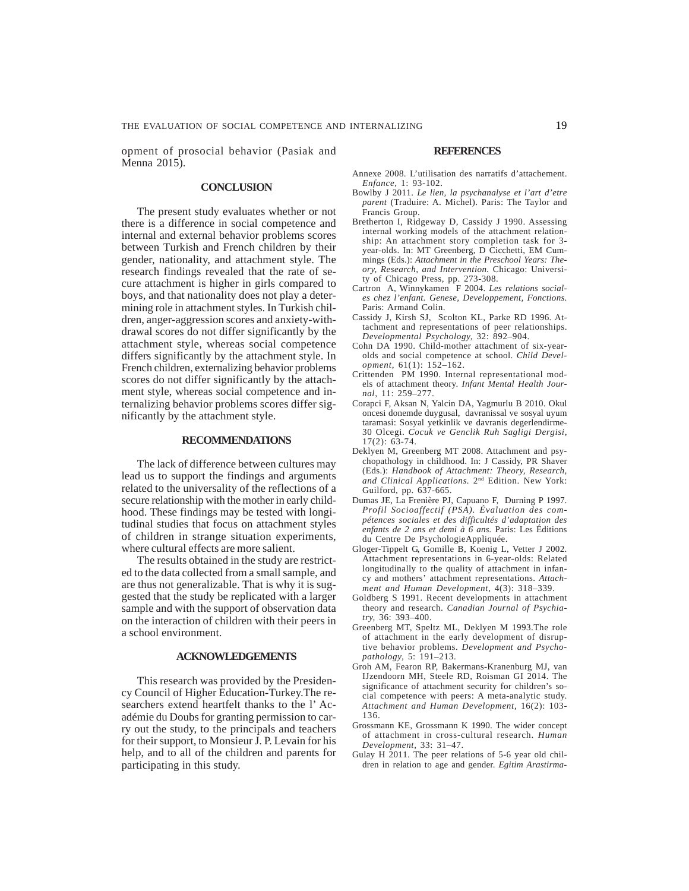opment of prosocial behavior (Pasiak and Menna 2015).

## CONCLUSION

The present study evaluates whether or not there is a difference in social competence and internal and external behavior problems scores between Turkish and French children by their gender, nationality, and attachment style. The research findings revealed that the rate of secure attachment is higher in girls compared to boys, and that nationality does not play a determining role in attachment styles. In Turkish children, anger-aggression scores and anxiety-withdrawal scores do not differ significantly by the attachment style, whereas social competence differs significantly by the attachment style. In French children, externalizing behavior problems scores do not differ significantly by the attachment style, whereas social competence and internalizing behavior problems scores differ significantly by the attachment style.

## RECOMMENDATIONS

The lack of difference between cultures may lead us to support the findings and arguments related to the universality of the reflections of a secure relationship with the mother in early childhood. These findings may be tested with longitudinal studies that focus on attachment styles of children in strange situation experiments, where cultural effects are more salient.

The results obtained in the study are restricted to the data collected from a small sample, and are thus not generalizable. That is why it is suggested that the study be replicated with a larger sample and with the support of observation data on the interaction of children with their peers in a school environment.

## ACKNOWLEDGEMENTS

This research was provided by the Presidency Council of Higher Education-Turkey.The researchers extend heartfelt thanks to the l' Académie du Doubs for granting permission to carry out the study, to the principals and teachers for their support, to Monsieur J. P. Levain for his help, and to all of the children and parents for participating in this study.

## REFERENCES

Annexe 2008. L'utilisation des narratifs d'attachement. *Enfance*, 1: 93-102.

Bowlby J 2011. *Le lien, la psychanalyse et l'art d'etre parent* (Traduire: A. Michel). Paris: The Taylor and Francis Group.

Bretherton I, Ridgeway D, Cassidy J 1990. Assessing internal working models of the attachment relationship: An attachment story completion task for 3-year-olds. In: MT Greenberg, D Cicchetti, EM Cummings (Eds.): *Attachment in the Preschool Years: Theory, Research, and Intervention.* Chicago: University of Chicago Press, pp. 273-308.

Cartron A, Winnykamen F 2004. *Les relations sociales chez l'enfant. Genese, Developpement, Fonctions.* Paris: Armand Colin.

Cassidy J, Kirsh SJ, Scolton KL, Parke RD 1996. Attachment and representations of peer relationships. *Developmental Psychology,* 32: 892–904.

Cohn DA 1990. Child-mother attachment of six-year-olds and social competence at school. *Child Development,* 61(1): 152–162.

Crittenden PM 1990. Internal representational models of attachment theory. *Infant Mental Health Journal*, 11: 259–277.

Corapci F, Aksan N, Yalcin DA, Yagmurlu B 2010. Okul oncesi donemde duygusal, davranissal ve sosyal uyum taramasi: Sosyal yetkinlik ve davranis degerlendirme-30 Olcegi. *Cocuk ve Genclik Ruh Sagligi Dergisi,* 17(2): 63-74.

Deklyen M, Greenberg MT 2008. Attachment and psychopathology in childhood. In: J Cassidy, PR Shaver (Eds.): *Handbook of Attachment: Theory, Research, and Clinical Applications.* 2nd Edition. New York: Guilford, pp. 637-665.

Dumas JE, La Frenière PJ, Capuano F, Durning P 1997. *Profil Socioaffectif (PSA). Évaluation des compétences sociales et des difficultés d'adaptation des enfants de 2 ans et demi à 6 ans.* Paris: Les Éditions du Centre De PsychologieAppliquée.

Gloger-Tippelt G, Gomille B, Koenig L, Vetter J 2002. Attachment representations in 6-year-olds: Related longitudinally to the quality of attachment in infancy and mothers' attachment representations. *Attachment and Human Development,* 4(3): 318–339.

Goldberg S 1991. Recent developments in attachment theory and research. *Canadian Journal of Psychiatry,* 36: 393–400.

Greenberg MT, Speltz ML, Deklyen M 1993.The role of attachment in the early development of disruptive behavior problems. *Development and Psychopathology,* 5: 191–213.

Groh AM, Fearon RP, Bakermans-Kranenburg MJ, van IJzendoorn MH, Steele RD, Roisman GI 2014. The significance of attachment security for children's social competence with peers: A meta-analytic study. *Attachment and Human Development,* 16(2): 103-136.

Grossmann KE, Grossmann K 1990. The wider concept of attachment in cross-cultural research. *Human Development,* 33: 31–47.

Gulay H 2011. The peer relations of 5-6 year old children in relation to age and gender. *Egitim Arastirma-*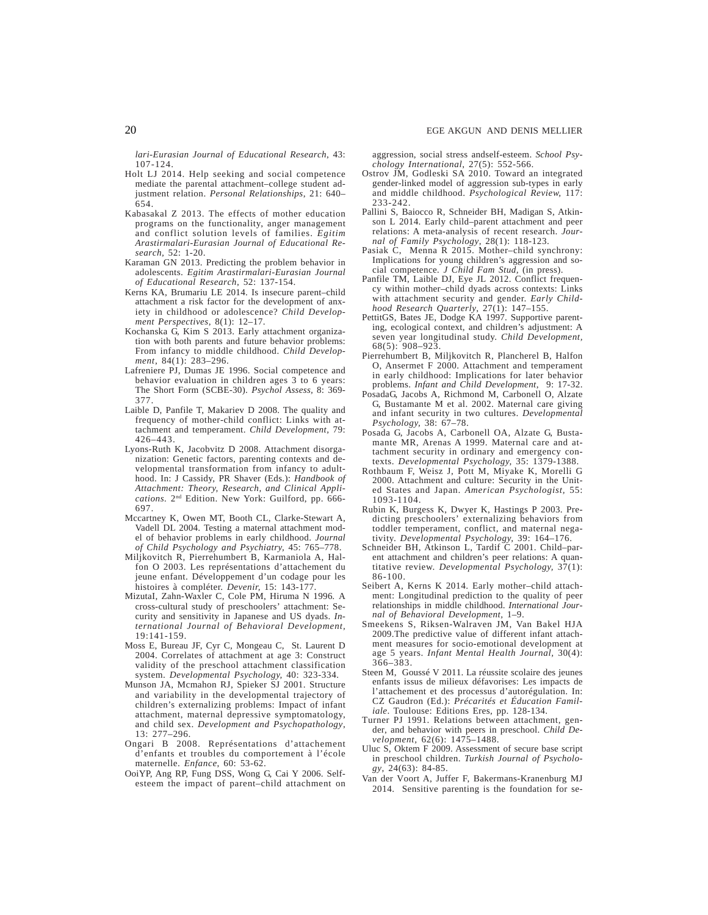*lari-Eurasian Journal of Educational Research*, 43: 107-124.

Holt LJ 2014. Help seeking and social competence mediate the parental attachment–college student adjustment relation. *Personal Relationships*, 21: 640–654.

Kabasakal Z 2013. The effects of mother education programs on the functionality, anger management and conflict solution levels of families. *Egitim Arastirmalari-Eurasian Journal of Educational Research*, 52: 1-20.

Karaman GN 2013. Predicting the problem behavior in adolescents. *Egitim Arastirmalari-Eurasian Journal of Educational Research*, 52: 137-154.

Kerns KA, Brumariu LE 2014. Is insecure parent–child attachment a risk factor for the development of anxiety in childhood or adolescence? *Child Development Perspectives*, 8(1): 12–17.

Kochanska G, Kim S 2013. Early attachment organization with both parents and future behavior problems: From infancy to middle childhood. *Child Development*, 84(1): 283–296.

Lafreniere PJ, Dumas JE 1996. Social competence and behavior evaluation in children ages 3 to 6 years: The Short Form (SCBE-30). *Psychol Assess*, 8: 369-377.

Laible D, Panfile T, Makariev D 2008. The quality and frequency of mother-child conflict: Links with attachment and temperament. *Child Development*, 79: 426–443.

Lyons-Ruth K, Jacobvitz D 2008. Attachment disorganization: Genetic factors, parenting contexts and developmental transformation from infancy to adulthood. In: J Cassidy, PR Shaver (Eds.): *Handbook of Attachment: Theory, Research, and Clinical Applications*. 2nd Edition. New York: Guilford, pp. 666-697.

Mccartney K, Owen MT, Booth CL, Clarke-Stewart A, Vadell DL 2004. Testing a maternal attachment model of behavior problems in early childhood. *Journal of Child Psychology and Psychiatry*, 45: 765–778.

Miljkovitch R, Pierrehumbert B, Karmaniola A, Halfon O 2003. Les représentations d'attachement du jeune enfant. Développement d'un codage pour les histoires à compléter. *Devenir*, 15: 143-177.

MizutaI, Zahn-Waxler C, Cole PM, Hiruma N 1996. A cross-cultural study of preschoolers' attachment: Security and sensitivity in Japanese and US dyads. *International Journal of Behavioral Development*, 19:141-159.

Moss E, Bureau JF, Cyr C, Mongeau C, St. Laurent D 2004. Correlates of attachment at age 3: Construct validity of the preschool attachment classification system. *Developmental Psychology*, 40: 323-334.

Munson JA, Mcmahon RJ, Spieker SJ 2001. Structure and variability in the developmental trajectory of children's externalizing problems: Impact of infant attachment, maternal depressive symptomatology, and child sex. *Development and Psychopathology*, 13: 277–296.

Ongari B 2008. Représentations d'attachement d'enfants et troubles du comportement à l'école maternelle. *Enfance*, 60: 53-62.

OoiYP, Ang RP, Fung DSS, Wong G, Cai Y 2006. Self-esteem the impact of parent–child attachment on aggression, social stress andself-esteem. *School Psychology International*, 27(5): 552-566.

Ostrov JM, Godleski SA 2010. Toward an integrated gender-linked model of aggression sub-types in early and middle childhood. *Psychological Review*, 117: 233-242.

Pallini S, Baiocco R, Schneider BH, Madigan S, Atkinson L 2014. Early child–parent attachment and peer relations: A meta-analysis of recent research. *Journal of Family Psychology*, 28(1): 118-123.

Pasiak C, Menna R 2015. Mother–child synchrony: Implications for young children's aggression and social competence. *J Child Fam Stud*, (in press).

Panfile TM, Laible DJ, Eye JL 2012. Conflict frequency within mother–child dyads across contexts: Links with attachment security and gender. *Early Childhood Research Quarterly*, 27(1): 147–155.

PettitGS, Bates JE, Dodge KA 1997. Supportive parenting, ecological context, and children's adjustment: A seven year longitudinal study. *Child Development*, 68(5): 908–923.

Pierrehumbert B, Miljkovitch R, Plancherel B, Halfon O, Ansermet F 2000. Attachment and temperament in early childhood: Implications for later behavior problems. *Infant and Child Development*, 9: 17-32.

PosadaG, Jacobs A, Richmond M, Carbonell O, Alzate G, Bustamante M et al. 2002. Maternal care giving and infant security in two cultures. *Developmental Psychology*, 38: 67–78.

Posada G, Jacobs A, Carbonell OA, Alzate G, Bustamante MR, Arenas A 1999. Maternal care and attachment security in ordinary and emergency contexts. *Developmental Psychology*, 35: 1379-1388.

Rothbaum F, Weisz J, Pott M, Miyake K, Morelli G 2000. Attachment and culture: Security in the United States and Japan. *American Psychologist*, 55: 1093-1104.

Rubin K, Burgess K, Dwyer K, Hastings P 2003. Predicting preschoolers' externalizing behaviors from toddler temperament, conflict, and maternal negativity. *Developmental Psychology*, 39: 164–176.

Schneider BH, Atkinson L, Tardif C 2001. Child–parent attachment and children's peer relations: A quantitative review. *Developmental Psychology*, 37(1): 86-100.

Seibert A, Kerns K 2014. Early mother–child attachment: Longitudinal prediction to the quality of peer relationships in middle childhood. *International Journal of Behavioral Development*, 1–9.

Smeekens S, Riksen-Walraven JM, Van Bakel HJA 2009.The predictive value of different infant attachment measures for socio-emotional development at age 5 years. *Infant Mental Health Journal*, 30(4): 366–383.

Steen M, Goussé V 2011. La réussite scolaire des jeunes enfants issus de milieux défavorises: Les impacts de l'attachement et des processus d'autorégulation. In: CZ Gaudron (Ed.): *Précarités et Éducation Familiale*. Toulouse: Editions Eres, pp. 128-134.

Turner PJ 1991. Relations between attachment, gender, and behavior with peers in preschool. *Child Development*, 62(6): 1475–1488.

Uluc S, Oktem F 2009. Assessment of secure base script in preschool children. *Turkish Journal of Psychology*, 24(63): 84-85.

Van der Voort A, Juffer F, Bakermans-Kranenburg MJ 2014. Sensitive parenting is the foundation for se-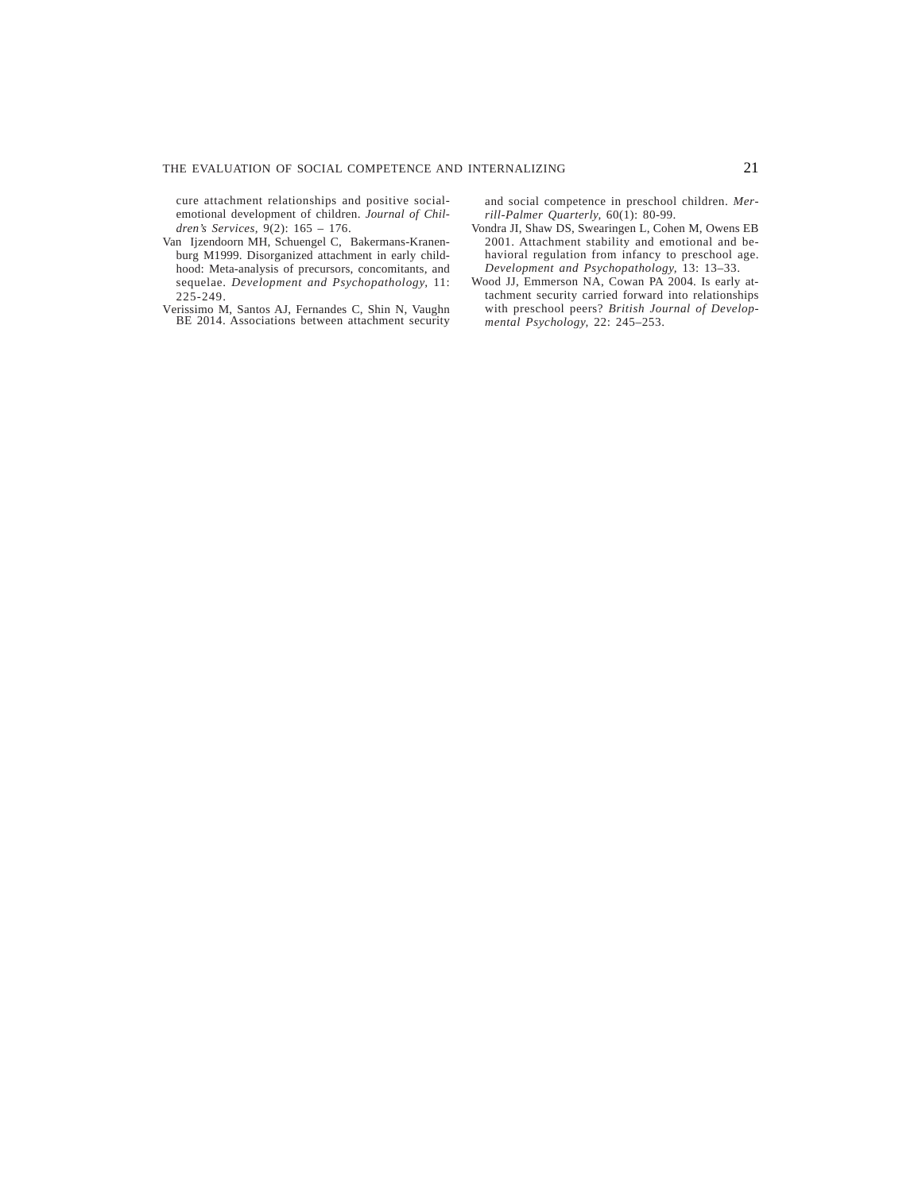cure attachment relationships and positive social-emotional development of children. *Journal of Children's Services,* 9(2): 165 – 176.

Van Ijzendoorn MH, Schuengel C, Bakermans-Kranenburg M1999. Disorganized attachment in early childhood: Meta-analysis of precursors, concomitants, and sequelae. *Development and Psychopathology,* 11: 225-249.

Verissimo M, Santos AJ, Fernandes C, Shin N, Vaughn BE 2014. Associations between attachment security and social competence in preschool children. *Merrill-Palmer Quarterly,* 60(1): 80-99.

Vondra JI, Shaw DS, Swearingen L, Cohen M, Owens EB 2001. Attachment stability and emotional and behavioral regulation from infancy to preschool age. *Development and Psychopathology,* 13: 13–33.

Wood JJ, Emmerson NA, Cowan PA 2004. Is early attachment security carried forward into relationships with preschool peers? *British Journal of Developmental Psychology,* 22: 245–253.